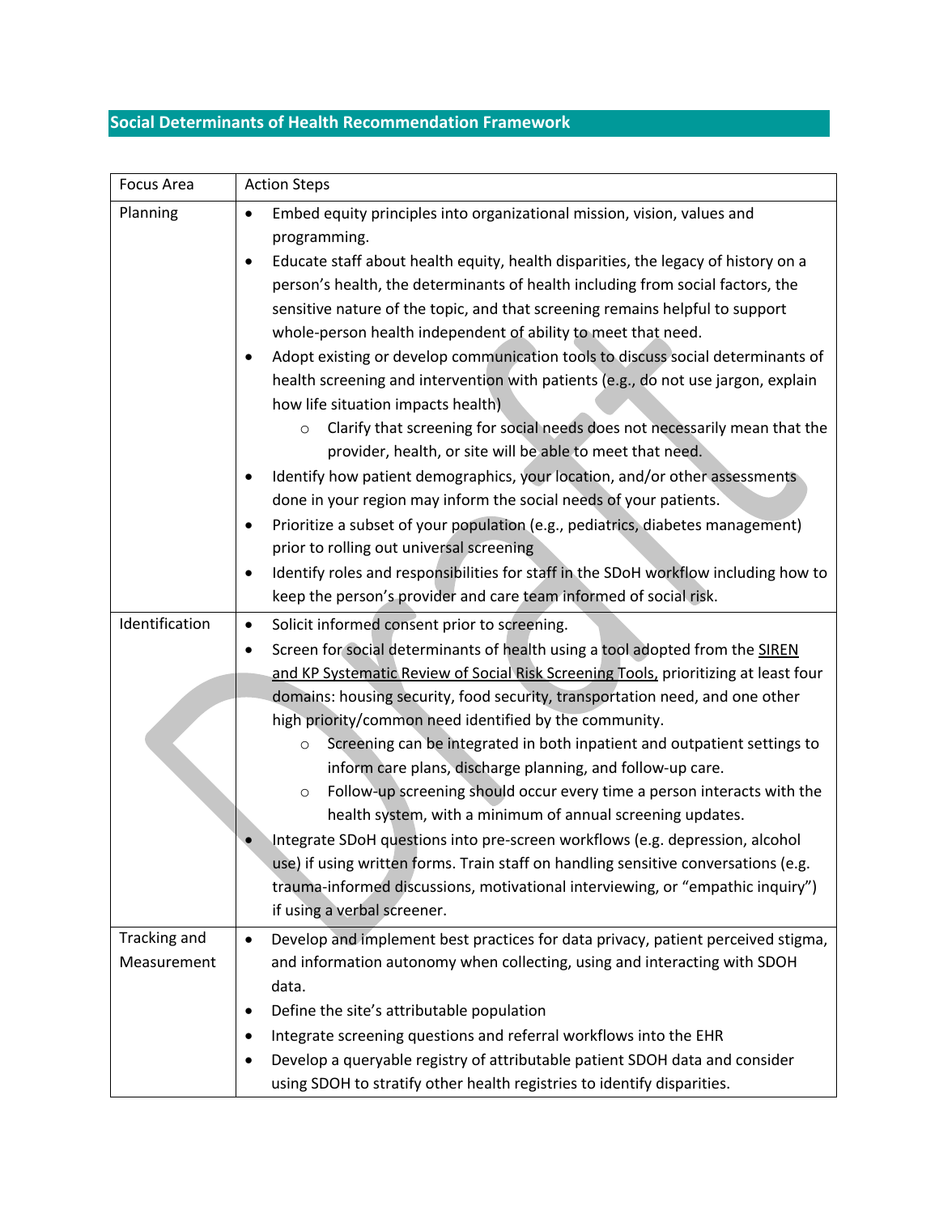## Social Determinants of Health Recommendation Framework

| Focus Area | Action Steps |
|---|---|
| Planning | • Embed equity principles into organizational mission, vision, values and programming.<br>• Educate staff about health equity, health disparities, the legacy of history on a person's health, the determinants of health including from social factors, the sensitive nature of the topic, and that screening remains helpful to support whole-person health independent of ability to meet that need.<br>• Adopt existing or develop communication tools to discuss social determinants of health screening and intervention with patients (e.g., do not use jargon, explain how life situation impacts health)<br>  ○ Clarify that screening for social needs does not necessarily mean that the provider, health, or site will be able to meet that need.<br>• Identify how patient demographics, your location, and/or other assessments done in your region may inform the social needs of your patients.<br>• Prioritize a subset of your population (e.g., pediatrics, diabetes management) prior to rolling out universal screening<br>• Identify roles and responsibilities for staff in the SDoH workflow including how to keep the person's provider and care team informed of social risk. |
| Identification | • Solicit informed consent prior to screening.<br>• Screen for social determinants of health using a tool adopted from the SIREN and KP Systematic Review of Social Risk Screening Tools, prioritizing at least four domains: housing security, food security, transportation need, and one other high priority/common need identified by the community.<br>  ○ Screening can be integrated in both inpatient and outpatient settings to inform care plans, discharge planning, and follow-up care.<br>  ○ Follow-up screening should occur every time a person interacts with the health system, with a minimum of annual screening updates.<br>• Integrate SDoH questions into pre-screen workflows (e.g. depression, alcohol use) if using written forms. Train staff on handling sensitive conversations (e.g. trauma-informed discussions, motivational interviewing, or "empathic inquiry") if using a verbal screener. |
| Tracking and Measurement | • Develop and implement best practices for data privacy, patient perceived stigma, and information autonomy when collecting, using and interacting with SDOH data.<br>• Define the site's attributable population<br>• Integrate screening questions and referral workflows into the EHR<br>• Develop a queryable registry of attributable patient SDOH data and consider using SDOH to stratify other health registries to identify disparities. |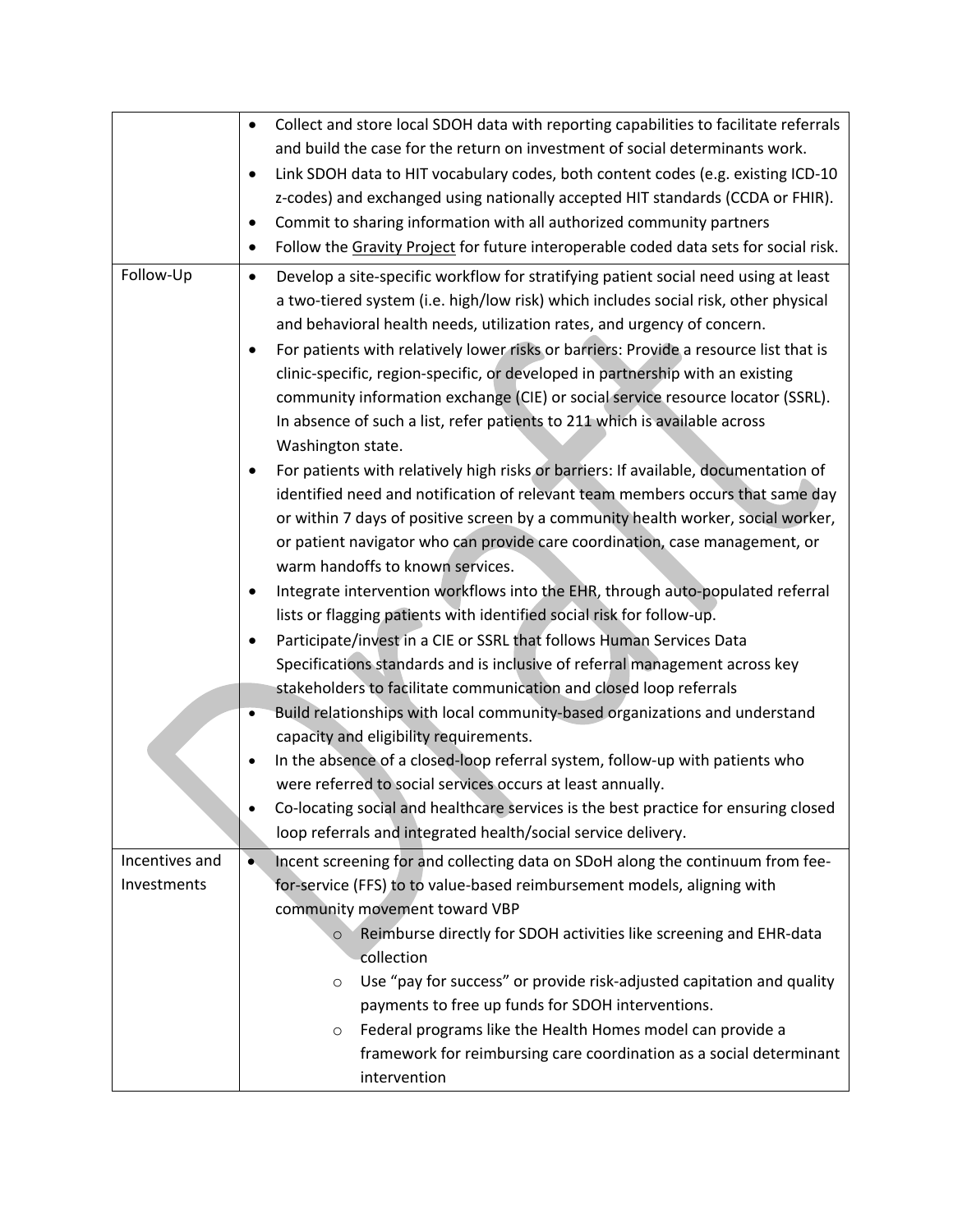| | |
|---|---|
| | • Collect and store local SDOH data with reporting capabilities to facilitate referrals and build the case for the return on investment of social determinants work.<br>• Link SDOH data to HIT vocabulary codes, both content codes (e.g. existing ICD-10 z-codes) and exchanged using nationally accepted HIT standards (CCDA or FHIR).<br>• Commit to sharing information with all authorized community partners<br>• Follow the Gravity Project for future interoperable coded data sets for social risk. |
| Follow-Up | • Develop a site-specific workflow for stratifying patient social need using at least a two-tiered system (i.e. high/low risk) which includes social risk, other physical and behavioral health needs, utilization rates, and urgency of concern.<br>• For patients with relatively lower risks or barriers: Provide a resource list that is clinic-specific, region-specific, or developed in partnership with an existing community information exchange (CIE) or social service resource locator (SSRL). In absence of such a list, refer patients to 211 which is available across Washington state.<br>• For patients with relatively high risks or barriers: If available, documentation of identified need and notification of relevant team members occurs that same day or within 7 days of positive screen by a community health worker, social worker, or patient navigator who can provide care coordination, case management, or warm handoffs to known services.<br>• Integrate intervention workflows into the EHR, through auto-populated referral lists or flagging patients with identified social risk for follow-up.<br>• Participate/invest in a CIE or SSRL that follows Human Services Data Specifications standards and is inclusive of referral management across key stakeholders to facilitate communication and closed loop referrals<br>• Build relationships with local community-based organizations and understand capacity and eligibility requirements.<br>• In the absence of a closed-loop referral system, follow-up with patients who were referred to social services occurs at least annually.<br>• Co-locating social and healthcare services is the best practice for ensuring closed loop referrals and integrated health/social service delivery. |
| Incentives and Investments | • Incent screening for and collecting data on SDoH along the continuum from fee-for-service (FFS) to to value-based reimbursement models, aligning with community movement toward VBP<br>&nbsp;&nbsp;&nbsp;&nbsp;o Reimburse directly for SDOH activities like screening and EHR-data collection<br>&nbsp;&nbsp;&nbsp;&nbsp;o Use "pay for success" or provide risk-adjusted capitation and quality payments to free up funds for SDOH interventions.<br>&nbsp;&nbsp;&nbsp;&nbsp;o Federal programs like the Health Homes model can provide a framework for reimbursing care coordination as a social determinant intervention |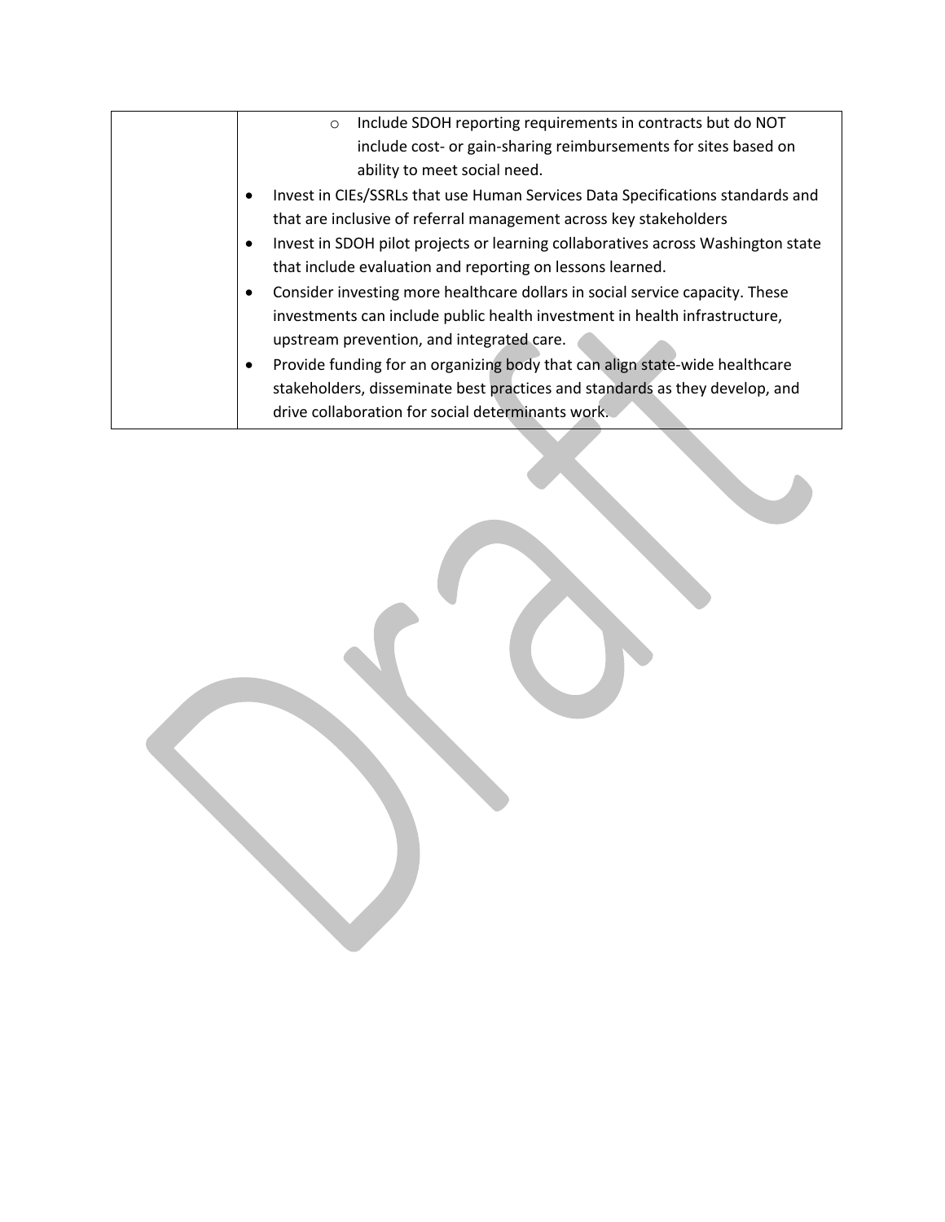| | |
|---|---|
| | <ul><li>Include SDOH reporting requirements in contracts but do NOT include cost- or gain-sharing reimbursements for sites based on ability to meet social need.</li></ul><ul><li>Invest in CIEs/SSRLs that use Human Services Data Specifications standards and that are inclusive of referral management across key stakeholders</li><li>Invest in SDOH pilot projects or learning collaboratives across Washington state that include evaluation and reporting on lessons learned.</li><li>Consider investing more healthcare dollars in social service capacity. These investments can include public health investment in health infrastructure, upstream prevention, and integrated care.</li><li>Provide funding for an organizing body that can align state-wide healthcare stakeholders, disseminate best practices and standards as they develop, and drive collaboration for social determinants work.</li></ul> |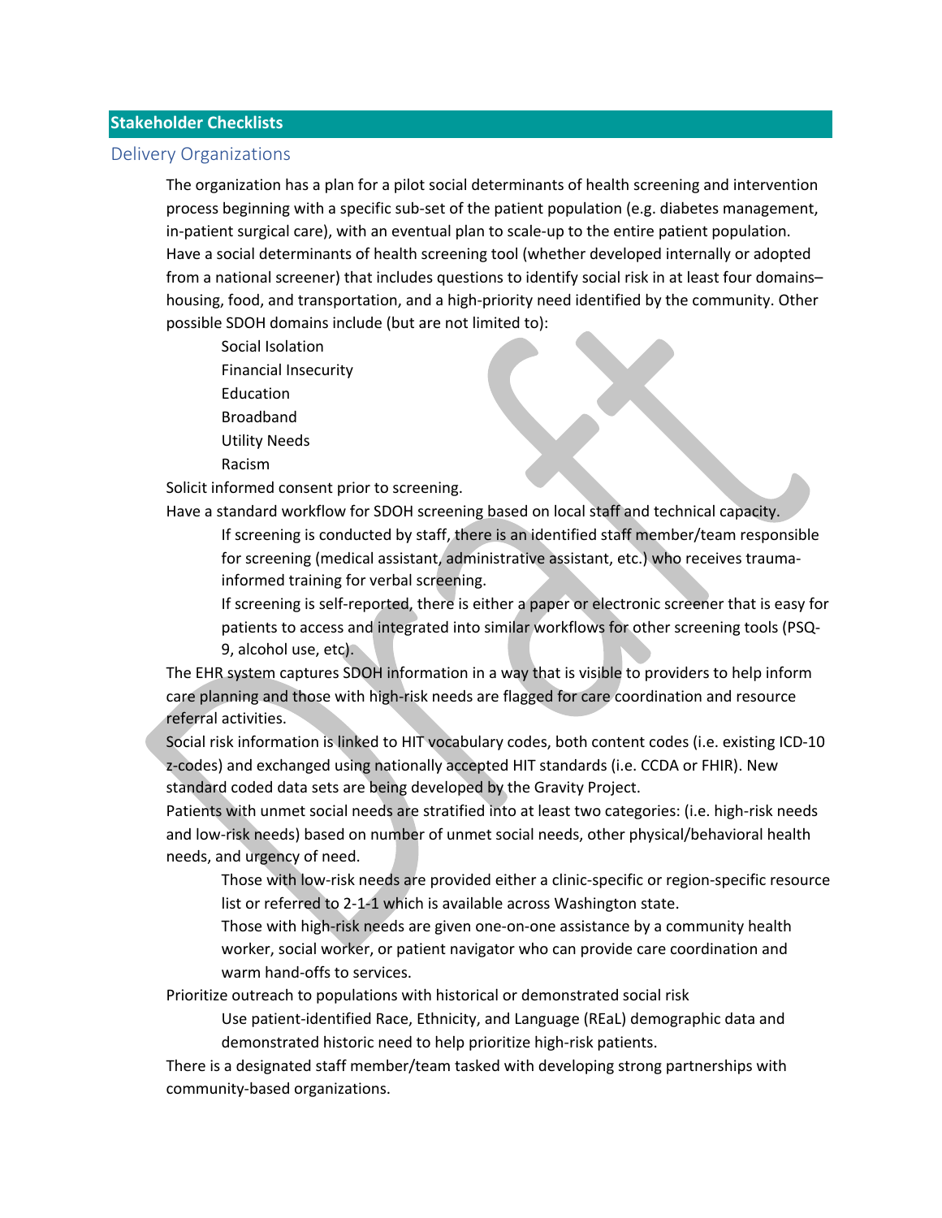## Stakeholder Checklists

### Delivery Organizations

- The organization has a plan for a pilot social determinants of health screening and intervention process beginning with a specific sub-set of the patient population (e.g. diabetes management, in-patient surgical care), with an eventual plan to scale-up to the entire patient population.
- Have a social determinants of health screening tool (whether developed internally or adopted from a national screener) that includes questions to identify social risk in at least four domains– housing, food, and transportation, and a high-priority need identified by the community. Other possible SDOH domains include (but are not limited to):
  - Social Isolation
  - Financial Insecurity
  - Education
  - Broadband
  - Utility Needs
  - Racism
- Solicit informed consent prior to screening.
- Have a standard workflow for SDOH screening based on local staff and technical capacity.
  - If screening is conducted by staff, there is an identified staff member/team responsible for screening (medical assistant, administrative assistant, etc.) who receives trauma-informed training for verbal screening.
  - If screening is self-reported, there is either a paper or electronic screener that is easy for patients to access and integrated into similar workflows for other screening tools (PSQ-9, alcohol use, etc).
- The EHR system captures SDOH information in a way that is visible to providers to help inform care planning and those with high-risk needs are flagged for care coordination and resource referral activities.
- Social risk information is linked to HIT vocabulary codes, both content codes (i.e. existing ICD-10 z-codes) and exchanged using nationally accepted HIT standards (i.e. CCDA or FHIR). New standard coded data sets are being developed by the Gravity Project.
- Patients with unmet social needs are stratified into at least two categories: (i.e. high-risk needs and low-risk needs) based on number of unmet social needs, other physical/behavioral health needs, and urgency of need.
  - Those with low-risk needs are provided either a clinic-specific or region-specific resource list or referred to 2-1-1 which is available across Washington state.
  - Those with high-risk needs are given one-on-one assistance by a community health worker, social worker, or patient navigator who can provide care coordination and warm hand-offs to services.
- Prioritize outreach to populations with historical or demonstrated social risk
  - Use patient-identified Race, Ethnicity, and Language (REaL) demographic data and demonstrated historic need to help prioritize high-risk patients.
- There is a designated staff member/team tasked with developing strong partnerships with community-based organizations.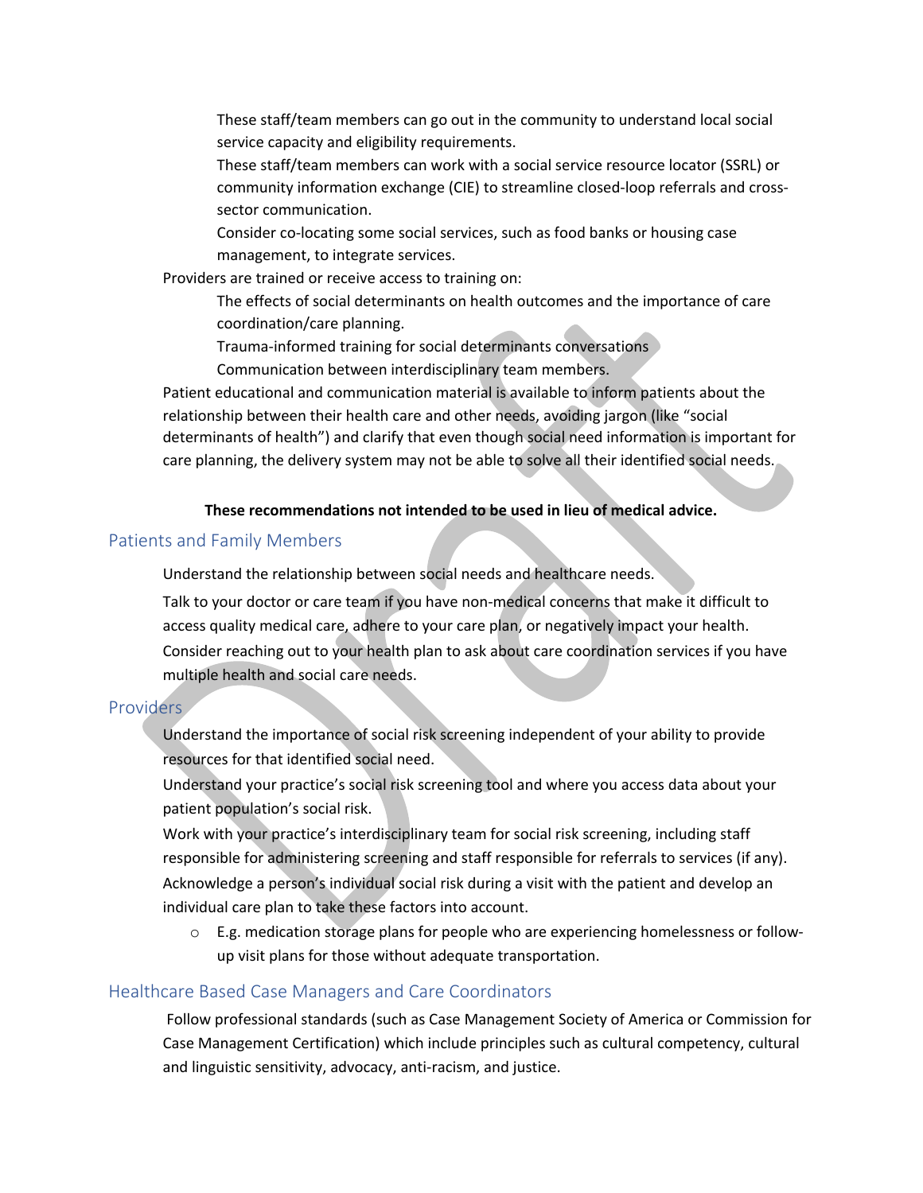- These staff/team members can go out in the community to understand local social service capacity and eligibility requirements.
- These staff/team members can work with a social service resource locator (SSRL) or community information exchange (CIE) to streamline closed-loop referrals and cross-sector communication.
- Consider co-locating some social services, such as food banks or housing case management, to integrate services.

- Providers are trained or receive access to training on:
  - The effects of social determinants on health outcomes and the importance of care coordination/care planning.
  - Trauma-informed training for social determinants conversations
  - Communication between interdisciplinary team members.
- Patient educational and communication material is available to inform patients about the relationship between their health care and other needs, avoiding jargon (like "social determinants of health") and clarify that even though social need information is important for care planning, the delivery system may not be able to solve all their identified social needs.

**These recommendations not intended to be used in lieu of medical advice.**

## Patients and Family Members

- Understand the relationship between social needs and healthcare needs.
- Talk to your doctor or care team if you have non-medical concerns that make it difficult to access quality medical care, adhere to your care plan, or negatively impact your health.
- Consider reaching out to your health plan to ask about care coordination services if you have multiple health and social care needs.

## Providers

- Understand the importance of social risk screening independent of your ability to provide resources for that identified social need.
- Understand your practice's social risk screening tool and where you access data about your patient population's social risk.
- Work with your practice's interdisciplinary team for social risk screening, including staff responsible for administering screening and staff responsible for referrals to services (if any).
- Acknowledge a person's individual social risk during a visit with the patient and develop an individual care plan to take these factors into account.
  - E.g. medication storage plans for people who are experiencing homelessness or follow-up visit plans for those without adequate transportation.

## Healthcare Based Case Managers and Care Coordinators

- Follow professional standards (such as Case Management Society of America or Commission for Case Management Certification) which include principles such as cultural competency, cultural and linguistic sensitivity, advocacy, anti-racism, and justice.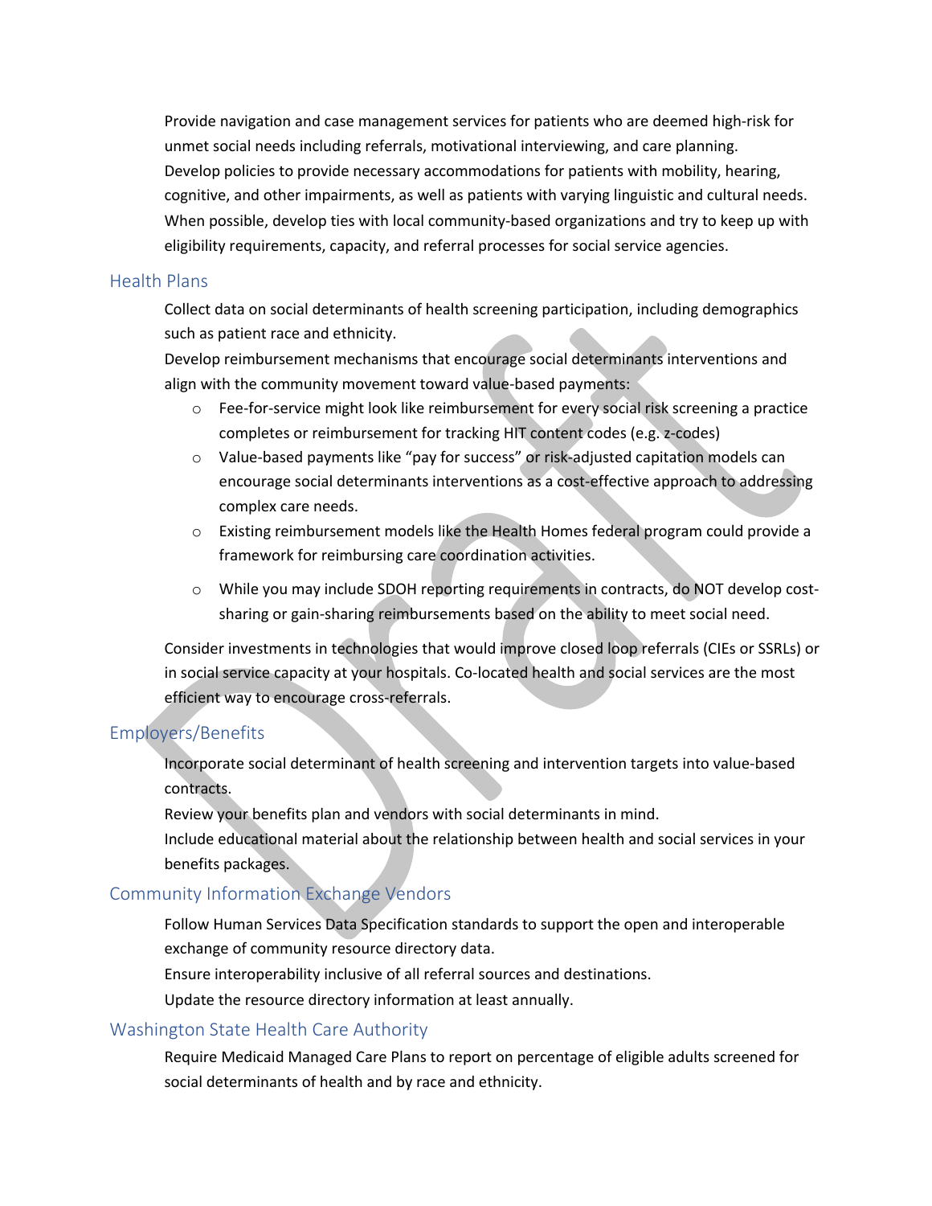Provide navigation and case management services for patients who are deemed high-risk for unmet social needs including referrals, motivational interviewing, and care planning.

Develop policies to provide necessary accommodations for patients with mobility, hearing, cognitive, and other impairments, as well as patients with varying linguistic and cultural needs.

When possible, develop ties with local community-based organizations and try to keep up with eligibility requirements, capacity, and referral processes for social service agencies.

## Health Plans

Collect data on social determinants of health screening participation, including demographics such as patient race and ethnicity.

Develop reimbursement mechanisms that encourage social determinants interventions and align with the community movement toward value-based payments:

- Fee-for-service might look like reimbursement for every social risk screening a practice completes or reimbursement for tracking HIT content codes (e.g. z-codes)
- Value-based payments like "pay for success" or risk-adjusted capitation models can encourage social determinants interventions as a cost-effective approach to addressing complex care needs.
- Existing reimbursement models like the Health Homes federal program could provide a framework for reimbursing care coordination activities.
- While you may include SDOH reporting requirements in contracts, do NOT develop cost-sharing or gain-sharing reimbursements based on the ability to meet social need.

Consider investments in technologies that would improve closed loop referrals (CIEs or SSRLs) or in social service capacity at your hospitals. Co-located health and social services are the most efficient way to encourage cross-referrals.

## Employers/Benefits

Incorporate social determinant of health screening and intervention targets into value-based contracts.

Review your benefits plan and vendors with social determinants in mind.

Include educational material about the relationship between health and social services in your benefits packages.

## Community Information Exchange Vendors

Follow Human Services Data Specification standards to support the open and interoperable exchange of community resource directory data.

Ensure interoperability inclusive of all referral sources and destinations.

Update the resource directory information at least annually.

## Washington State Health Care Authority

Require Medicaid Managed Care Plans to report on percentage of eligible adults screened for social determinants of health and by race and ethnicity.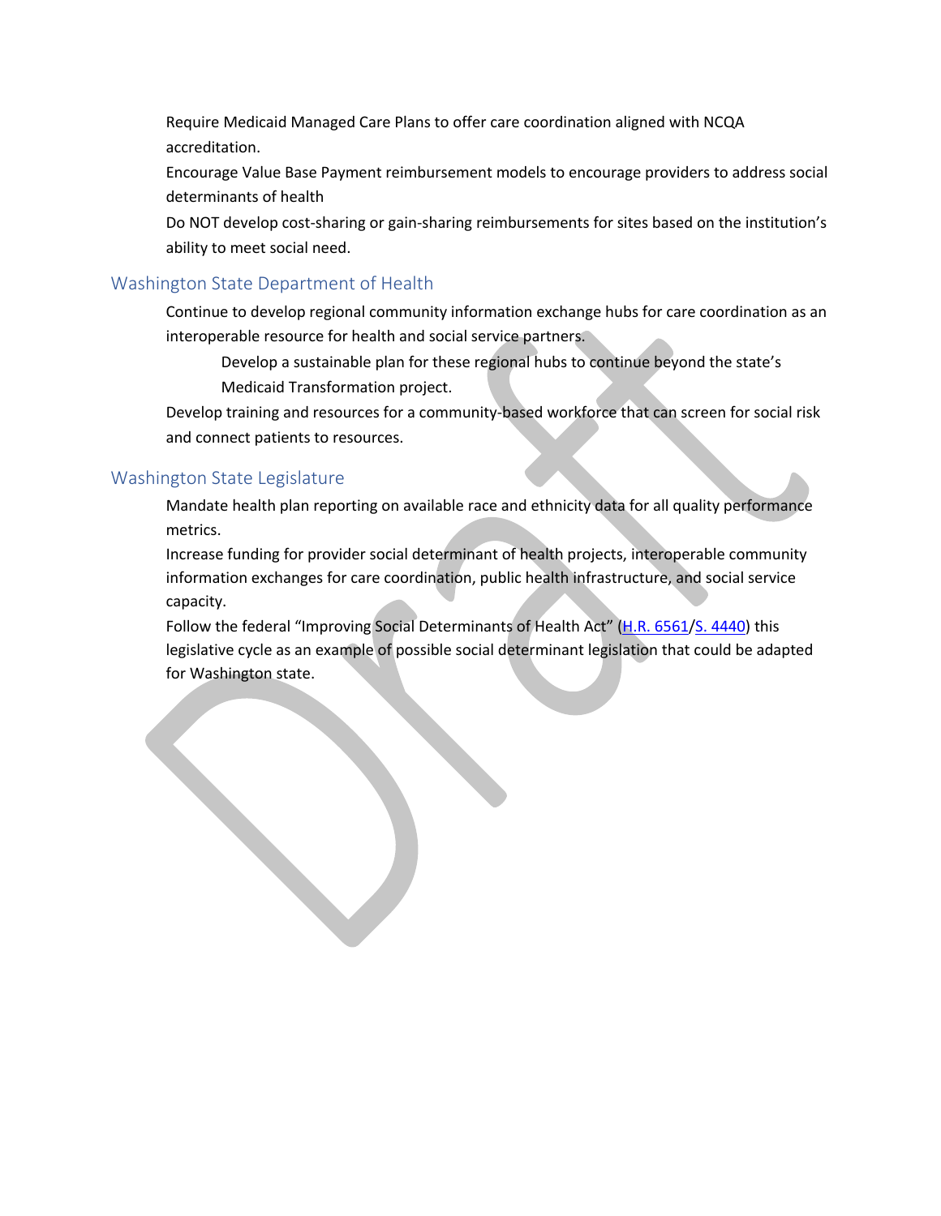- Require Medicaid Managed Care Plans to offer care coordination aligned with NCQA accreditation.
- Encourage Value Base Payment reimbursement models to encourage providers to address social determinants of health
- Do NOT develop cost-sharing or gain-sharing reimbursements for sites based on the institution's ability to meet social need.

## Washington State Department of Health

- Continue to develop regional community information exchange hubs for care coordination as an interoperable resource for health and social service partners.
  - Develop a sustainable plan for these regional hubs to continue beyond the state's Medicaid Transformation project.
- Develop training and resources for a community-based workforce that can screen for social risk and connect patients to resources.

## Washington State Legislature

- Mandate health plan reporting on available race and ethnicity data for all quality performance metrics.
- Increase funding for provider social determinant of health projects, interoperable community information exchanges for care coordination, public health infrastructure, and social service capacity.
- Follow the federal "Improving Social Determinants of Health Act" (H.R. 6561/S. 4440) this legislative cycle as an example of possible social determinant legislation that could be adapted for Washington state.